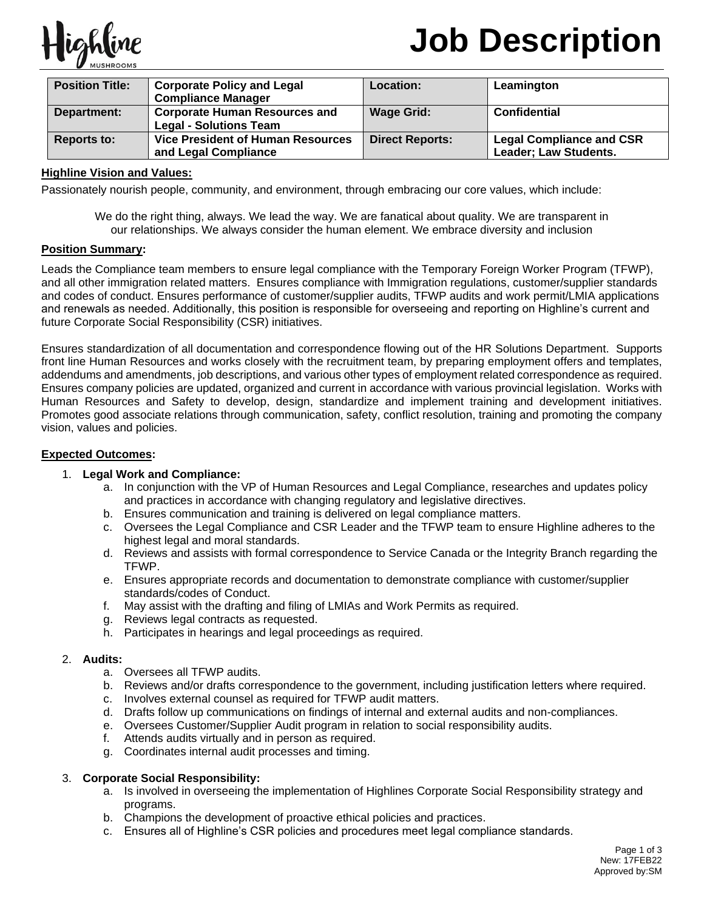# Job Description

| Position Title: | Corporate Policy and Legal Compliance Manager | Location: | Leamington |
|---|---|---|---|
| Department: | Corporate Human Resources and Legal - Solutions Team | Wage Grid: | Confidential |
| Reports to: | Vice President of Human Resources and Legal Compliance | Direct Reports: | Legal Compliance and CSR Leader; Law Students. |

**Highline Vision and Values:**

Passionately nourish people, community, and environment, through embracing our core values, which include:

We do the right thing, always. We lead the way. We are fanatical about quality. We are transparent in our relationships. We always consider the human element. We embrace diversity and inclusion

**Position Summary:**

Leads the Compliance team members to ensure legal compliance with the Temporary Foreign Worker Program (TFWP), and all other immigration related matters. Ensures compliance with Immigration regulations, customer/supplier standards and codes of conduct. Ensures performance of customer/supplier audits, TFWP audits and work permit/LMIA applications and renewals as needed. Additionally, this position is responsible for overseeing and reporting on Highline's current and future Corporate Social Responsibility (CSR) initiatives.

Ensures standardization of all documentation and correspondence flowing out of the HR Solutions Department. Supports front line Human Resources and works closely with the recruitment team, by preparing employment offers and templates, addendums and amendments, job descriptions, and various other types of employment related correspondence as required. Ensures company policies are updated, organized and current in accordance with various provincial legislation. Works with Human Resources and Safety to develop, design, standardize and implement training and development initiatives. Promotes good associate relations through communication, safety, conflict resolution, training and promoting the company vision, values and policies.

**Expected Outcomes:**

1. **Legal Work and Compliance:**
   a. In conjunction with the VP of Human Resources and Legal Compliance, researches and updates policy and practices in accordance with changing regulatory and legislative directives.
   b. Ensures communication and training is delivered on legal compliance matters.
   c. Oversees the Legal Compliance and CSR Leader and the TFWP team to ensure Highline adheres to the highest legal and moral standards.
   d. Reviews and assists with formal correspondence to Service Canada or the Integrity Branch regarding the TFWP.
   e. Ensures appropriate records and documentation to demonstrate compliance with customer/supplier standards/codes of Conduct.
   f. May assist with the drafting and filing of LMIAs and Work Permits as required.
   g. Reviews legal contracts as requested.
   h. Participates in hearings and legal proceedings as required.

2. **Audits:**
   a. Oversees all TFWP audits.
   b. Reviews and/or drafts correspondence to the government, including justification letters where required.
   c. Involves external counsel as required for TFWP audit matters.
   d. Drafts follow up communications on findings of internal and external audits and non-compliances.
   e. Oversees Customer/Supplier Audit program in relation to social responsibility audits.
   f. Attends audits virtually and in person as required.
   g. Coordinates internal audit processes and timing.

3. **Corporate Social Responsibility:**
   a. Is involved in overseeing the implementation of Highlines Corporate Social Responsibility strategy and programs.
   b. Champions the development of proactive ethical policies and practices.
   c. Ensures all of Highline's CSR policies and procedures meet legal compliance standards.

New: 17FEB22
Approved by:SM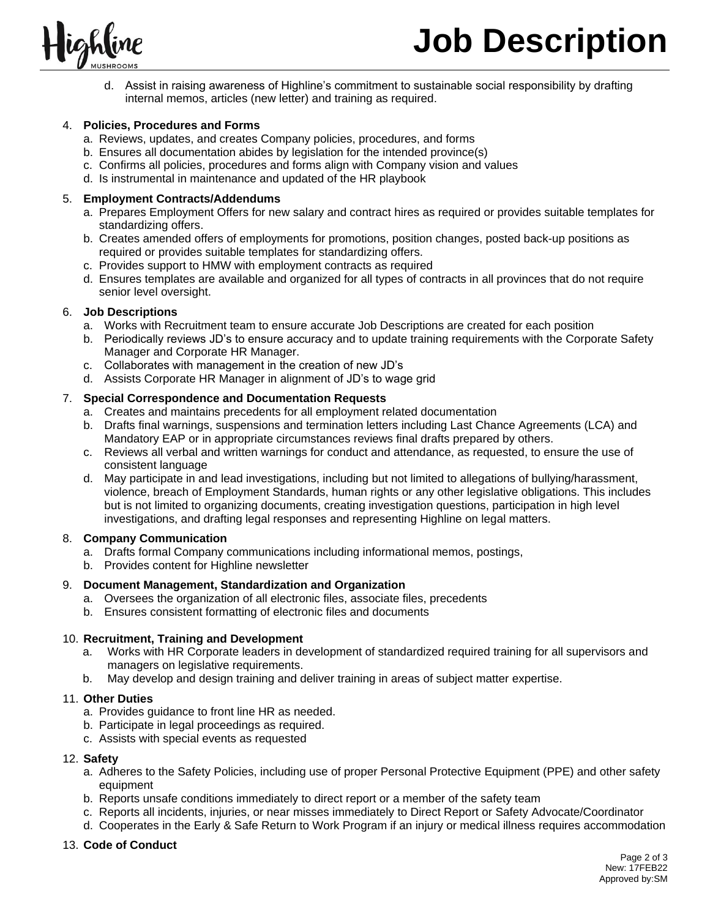d. Assist in raising awareness of Highline's commitment to sustainable social responsibility by drafting internal memos, articles (new letter) and training as required.

4. **Policies, Procedures and Forms**
   a. Reviews, updates, and creates Company policies, procedures, and forms
   b. Ensures all documentation abides by legislation for the intended province(s)
   c. Confirms all policies, procedures and forms align with Company vision and values
   d. Is instrumental in maintenance and updated of the HR playbook

5. **Employment Contracts/Addendums**
   a. Prepares Employment Offers for new salary and contract hires as required or provides suitable templates for standardizing offers.
   b. Creates amended offers of employments for promotions, position changes, posted back-up positions as required or provides suitable templates for standardizing offers.
   c. Provides support to HMW with employment contracts as required
   d. Ensures templates are available and organized for all types of contracts in all provinces that do not require senior level oversight.

6. **Job Descriptions**
   a. Works with Recruitment team to ensure accurate Job Descriptions are created for each position
   b. Periodically reviews JD's to ensure accuracy and to update training requirements with the Corporate Safety Manager and Corporate HR Manager.
   c. Collaborates with management in the creation of new JD's
   d. Assists Corporate HR Manager in alignment of JD's to wage grid

7. **Special Correspondence and Documentation Requests**
   a. Creates and maintains precedents for all employment related documentation
   b. Drafts final warnings, suspensions and termination letters including Last Chance Agreements (LCA) and Mandatory EAP or in appropriate circumstances reviews final drafts prepared by others.
   c. Reviews all verbal and written warnings for conduct and attendance, as requested, to ensure the use of consistent language
   d. May participate in and lead investigations, including but not limited to allegations of bullying/harassment, violence, breach of Employment Standards, human rights or any other legislative obligations. This includes but is not limited to organizing documents, creating investigation questions, participation in high level investigations, and drafting legal responses and representing Highline on legal matters.

8. **Company Communication**
   a. Drafts formal Company communications including informational memos, postings,
   b. Provides content for Highline newsletter

9. **Document Management, Standardization and Organization**
   a. Oversees the organization of all electronic files, associate files, precedents
   b. Ensures consistent formatting of electronic files and documents

10. **Recruitment, Training and Development**
    a. Works with HR Corporate leaders in development of standardized required training for all supervisors and managers on legislative requirements.
    b. May develop and design training and deliver training in areas of subject matter expertise.

11. **Other Duties**
    a. Provides guidance to front line HR as needed.
    b. Participate in legal proceedings as required.
    c. Assists with special events as requested

12. **Safety**
    a. Adheres to the Safety Policies, including use of proper Personal Protective Equipment (PPE) and other safety equipment
    b. Reports unsafe conditions immediately to direct report or a member of the safety team
    c. Reports all incidents, injuries, or near misses immediately to Direct Report or Safety Advocate/Coordinator
    d. Cooperates in the Early & Safe Return to Work Program if an injury or medical illness requires accommodation

13. **Code of Conduct**

New: 17FEB22
Approved by:SM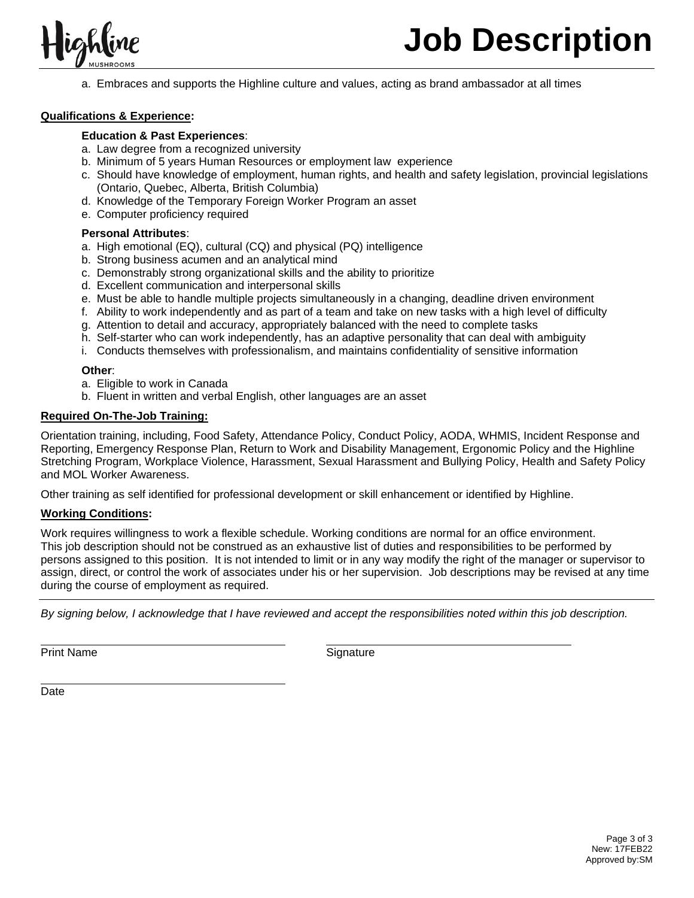a. Embraces and supports the Highline culture and values, acting as brand ambassador at all times

**Qualifications & Experience:**

**Education & Past Experiences**:

a. Law degree from a recognized university
b. Minimum of 5 years Human Resources or employment law experience
c. Should have knowledge of employment, human rights, and health and safety legislation, provincial legislations (Ontario, Quebec, Alberta, British Columbia)
d. Knowledge of the Temporary Foreign Worker Program an asset
e. Computer proficiency required

**Personal Attributes**:

a. High emotional (EQ), cultural (CQ) and physical (PQ) intelligence
b. Strong business acumen and an analytical mind
c. Demonstrably strong organizational skills and the ability to prioritize
d. Excellent communication and interpersonal skills
e. Must be able to handle multiple projects simultaneously in a changing, deadline driven environment
f. Ability to work independently and as part of a team and take on new tasks with a high level of difficulty
g. Attention to detail and accuracy, appropriately balanced with the need to complete tasks
h. Self-starter who can work independently, has an adaptive personality that can deal with ambiguity
i. Conducts themselves with professionalism, and maintains confidentiality of sensitive information

**Other**:

a. Eligible to work in Canada
b. Fluent in written and verbal English, other languages are an asset

**Required On-The-Job Training:**

Orientation training, including, Food Safety, Attendance Policy, Conduct Policy, AODA, WHMIS, Incident Response and Reporting, Emergency Response Plan, Return to Work and Disability Management, Ergonomic Policy and the Highline Stretching Program, Workplace Violence, Harassment, Sexual Harassment and Bullying Policy, Health and Safety Policy and MOL Worker Awareness.

Other training as self identified for professional development or skill enhancement or identified by Highline.

**Working Conditions:**

Work requires willingness to work a flexible schedule. Working conditions are normal for an office environment.
This job description should not be construed as an exhaustive list of duties and responsibilities to be performed by persons assigned to this position. It is not intended to limit or in any way modify the right of the manager or supervisor to assign, direct, or control the work of associates under his or her supervision. Job descriptions may be revised at any time during the course of employment as required.

---

*By signing below, I acknowledge that I have reviewed and accept the responsibilities noted within this job description.*

Print Name ____________________ Signature ____________________

Date ____________________

New: 17FEB22
Approved by:SM